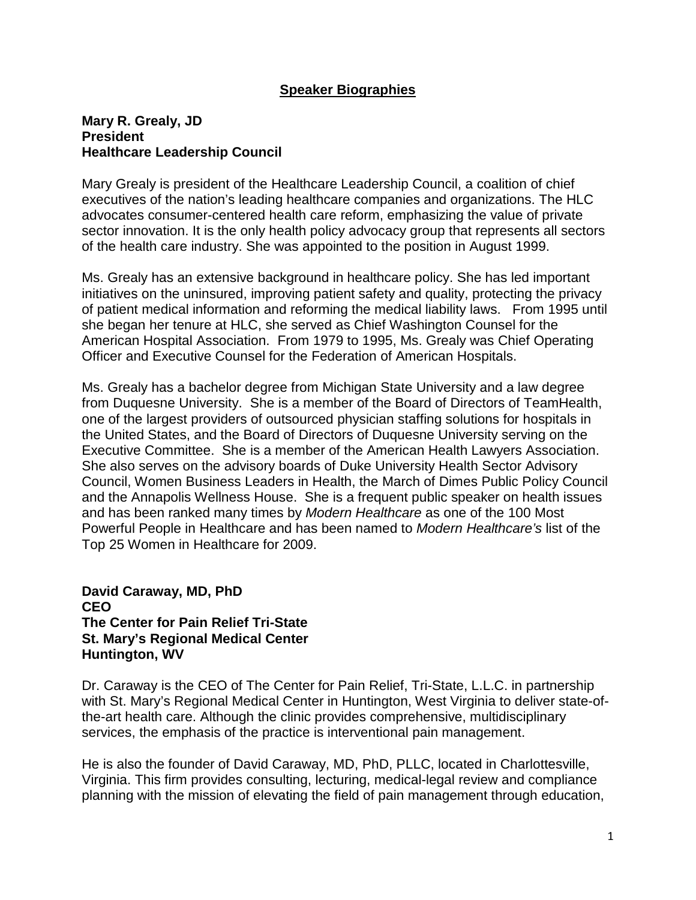# Speaker Biographies

**Mary R. Grealy, JD**
**President**
**Healthcare Leadership Council**

Mary Grealy is president of the Healthcare Leadership Council, a coalition of chief executives of the nation's leading healthcare companies and organizations. The HLC advocates consumer-centered health care reform, emphasizing the value of private sector innovation. It is the only health policy advocacy group that represents all sectors of the health care industry. She was appointed to the position in August 1999.

Ms. Grealy has an extensive background in healthcare policy. She has led important initiatives on the uninsured, improving patient safety and quality, protecting the privacy of patient medical information and reforming the medical liability laws. From 1995 until she began her tenure at HLC, she served as Chief Washington Counsel for the American Hospital Association. From 1979 to 1995, Ms. Grealy was Chief Operating Officer and Executive Counsel for the Federation of American Hospitals.

Ms. Grealy has a bachelor degree from Michigan State University and a law degree from Duquesne University. She is a member of the Board of Directors of TeamHealth, one of the largest providers of outsourced physician staffing solutions for hospitals in the United States, and the Board of Directors of Duquesne University serving on the Executive Committee. She is a member of the American Health Lawyers Association. She also serves on the advisory boards of Duke University Health Sector Advisory Council, Women Business Leaders in Health, the March of Dimes Public Policy Council and the Annapolis Wellness House. She is a frequent public speaker on health issues and has been ranked many times by *Modern Healthcare* as one of the 100 Most Powerful People in Healthcare and has been named to *Modern Healthcare's* list of the Top 25 Women in Healthcare for 2009.

**David Caraway, MD, PhD**
**CEO**
**The Center for Pain Relief Tri-State**
**St. Mary's Regional Medical Center**
**Huntington, WV**

Dr. Caraway is the CEO of The Center for Pain Relief, Tri-State, L.L.C. in partnership with St. Mary's Regional Medical Center in Huntington, West Virginia to deliver state-of-the-art health care. Although the clinic provides comprehensive, multidisciplinary services, the emphasis of the practice is interventional pain management.

He is also the founder of David Caraway, MD, PhD, PLLC, located in Charlottesville, Virginia. This firm provides consulting, lecturing, medical-legal review and compliance planning with the mission of elevating the field of pain management through education,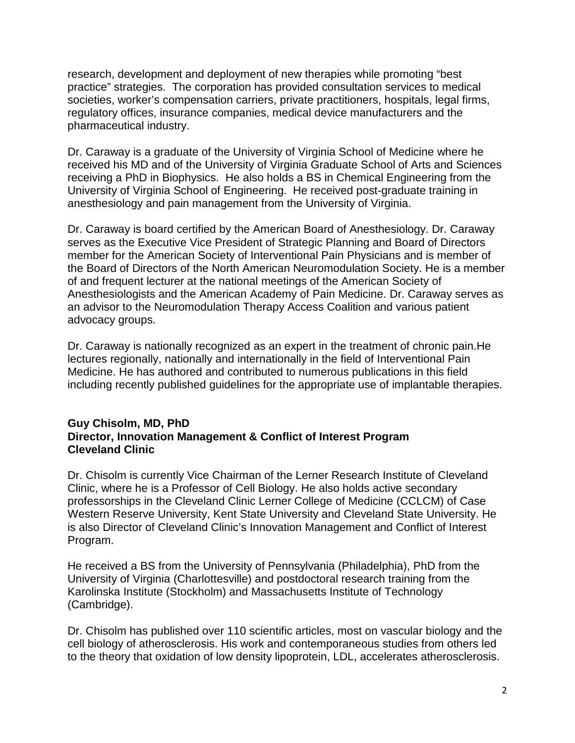research, development and deployment of new therapies while promoting "best practice" strategies. The corporation has provided consultation services to medical societies, worker's compensation carriers, private practitioners, hospitals, legal firms, regulatory offices, insurance companies, medical device manufacturers and the pharmaceutical industry.

Dr. Caraway is a graduate of the University of Virginia School of Medicine where he received his MD and of the University of Virginia Graduate School of Arts and Sciences receiving a PhD in Biophysics. He also holds a BS in Chemical Engineering from the University of Virginia School of Engineering. He received post-graduate training in anesthesiology and pain management from the University of Virginia.

Dr. Caraway is board certified by the American Board of Anesthesiology. Dr. Caraway serves as the Executive Vice President of Strategic Planning and Board of Directors member for the American Society of Interventional Pain Physicians and is member of the Board of Directors of the North American Neuromodulation Society. He is a member of and frequent lecturer at the national meetings of the American Society of Anesthesiologists and the American Academy of Pain Medicine. Dr. Caraway serves as an advisor to the Neuromodulation Therapy Access Coalition and various patient advocacy groups.

Dr. Caraway is nationally recognized as an expert in the treatment of chronic pain.He lectures regionally, nationally and internationally in the field of Interventional Pain Medicine. He has authored and contributed to numerous publications in this field including recently published guidelines for the appropriate use of implantable therapies.

**Guy Chisolm, MD, PhD**
**Director, Innovation Management & Conflict of Interest Program**
**Cleveland Clinic**

Dr. Chisolm is currently Vice Chairman of the Lerner Research Institute of Cleveland Clinic, where he is a Professor of Cell Biology. He also holds active secondary professorships in the Cleveland Clinic Lerner College of Medicine (CCLCM) of Case Western Reserve University, Kent State University and Cleveland State University. He is also Director of Cleveland Clinic's Innovation Management and Conflict of Interest Program.

He received a BS from the University of Pennsylvania (Philadelphia), PhD from the University of Virginia (Charlottesville) and postdoctoral research training from the Karolinska Institute (Stockholm) and Massachusetts Institute of Technology (Cambridge).

Dr. Chisolm has published over 110 scientific articles, most on vascular biology and the cell biology of atherosclerosis. His work and contemporaneous studies from others led to the theory that oxidation of low density lipoprotein, LDL, accelerates atherosclerosis.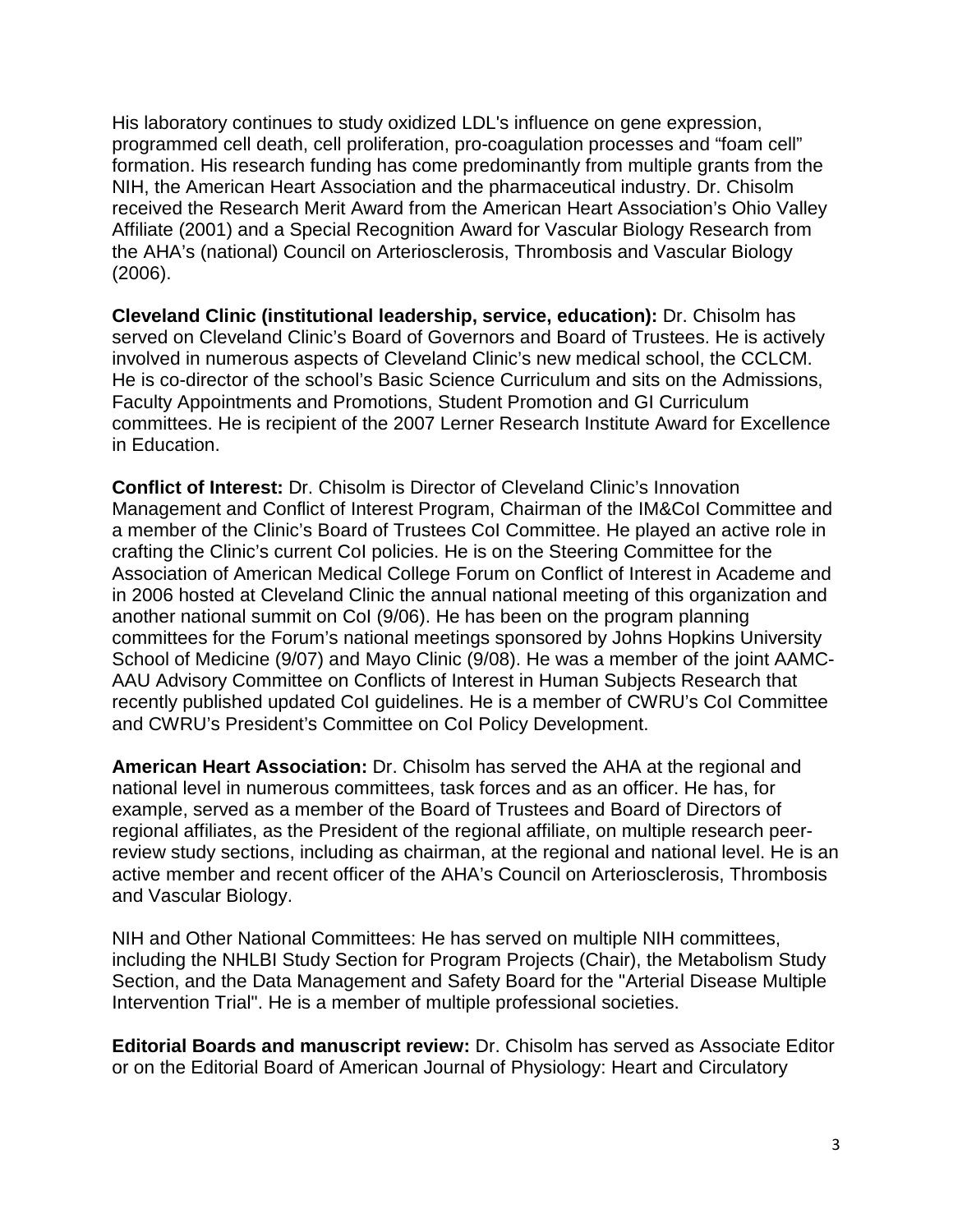His laboratory continues to study oxidized LDL's influence on gene expression, programmed cell death, cell proliferation, pro-coagulation processes and "foam cell" formation. His research funding has come predominantly from multiple grants from the NIH, the American Heart Association and the pharmaceutical industry. Dr. Chisolm received the Research Merit Award from the American Heart Association's Ohio Valley Affiliate (2001) and a Special Recognition Award for Vascular Biology Research from the AHA's (national) Council on Arteriosclerosis, Thrombosis and Vascular Biology (2006).

**Cleveland Clinic (institutional leadership, service, education):** Dr. Chisolm has served on Cleveland Clinic's Board of Governors and Board of Trustees. He is actively involved in numerous aspects of Cleveland Clinic's new medical school, the CCLCM. He is co-director of the school's Basic Science Curriculum and sits on the Admissions, Faculty Appointments and Promotions, Student Promotion and GI Curriculum committees. He is recipient of the 2007 Lerner Research Institute Award for Excellence in Education.

**Conflict of Interest:** Dr. Chisolm is Director of Cleveland Clinic's Innovation Management and Conflict of Interest Program, Chairman of the IM&CoI Committee and a member of the Clinic's Board of Trustees CoI Committee. He played an active role in crafting the Clinic's current CoI policies. He is on the Steering Committee for the Association of American Medical College Forum on Conflict of Interest in Academe and in 2006 hosted at Cleveland Clinic the annual national meeting of this organization and another national summit on CoI (9/06). He has been on the program planning committees for the Forum's national meetings sponsored by Johns Hopkins University School of Medicine (9/07) and Mayo Clinic (9/08). He was a member of the joint AAMC-AAU Advisory Committee on Conflicts of Interest in Human Subjects Research that recently published updated CoI guidelines. He is a member of CWRU's CoI Committee and CWRU's President's Committee on CoI Policy Development.

**American Heart Association:** Dr. Chisolm has served the AHA at the regional and national level in numerous committees, task forces and as an officer. He has, for example, served as a member of the Board of Trustees and Board of Directors of regional affiliates, as the President of the regional affiliate, on multiple research peer-review study sections, including as chairman, at the regional and national level. He is an active member and recent officer of the AHA's Council on Arteriosclerosis, Thrombosis and Vascular Biology.

NIH and Other National Committees: He has served on multiple NIH committees, including the NHLBI Study Section for Program Projects (Chair), the Metabolism Study Section, and the Data Management and Safety Board for the "Arterial Disease Multiple Intervention Trial". He is a member of multiple professional societies.

**Editorial Boards and manuscript review:** Dr. Chisolm has served as Associate Editor or on the Editorial Board of American Journal of Physiology: Heart and Circulatory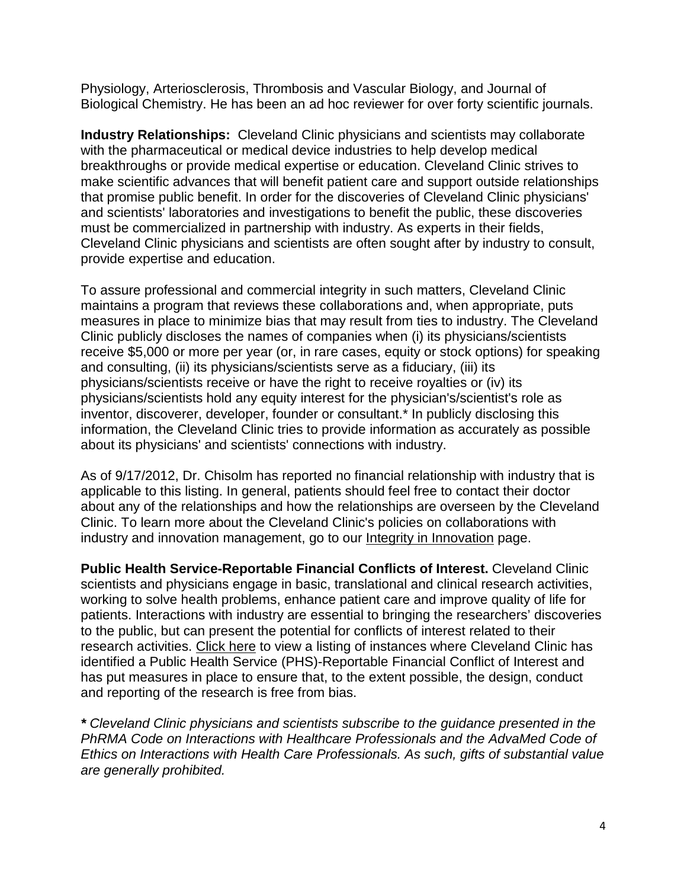Physiology, Arteriosclerosis, Thrombosis and Vascular Biology, and Journal of Biological Chemistry. He has been an ad hoc reviewer for over forty scientific journals.

**Industry Relationships:** Cleveland Clinic physicians and scientists may collaborate with the pharmaceutical or medical device industries to help develop medical breakthroughs or provide medical expertise or education. Cleveland Clinic strives to make scientific advances that will benefit patient care and support outside relationships that promise public benefit. In order for the discoveries of Cleveland Clinic physicians' and scientists' laboratories and investigations to benefit the public, these discoveries must be commercialized in partnership with industry. As experts in their fields, Cleveland Clinic physicians and scientists are often sought after by industry to consult, provide expertise and education.

To assure professional and commercial integrity in such matters, Cleveland Clinic maintains a program that reviews these collaborations and, when appropriate, puts measures in place to minimize bias that may result from ties to industry. The Cleveland Clinic publicly discloses the names of companies when (i) its physicians/scientists receive $5,000 or more per year (or, in rare cases, equity or stock options) for speaking and consulting, (ii) its physicians/scientists serve as a fiduciary, (iii) its physicians/scientists receive or have the right to receive royalties or (iv) its physicians/scientists hold any equity interest for the physician's/scientist's role as inventor, discoverer, developer, founder or consultant.* In publicly disclosing this information, the Cleveland Clinic tries to provide information as accurately as possible about its physicians' and scientists' connections with industry.

As of 9/17/2012, Dr. Chisolm has reported no financial relationship with industry that is applicable to this listing. In general, patients should feel free to contact their doctor about any of the relationships and how the relationships are overseen by the Cleveland Clinic. To learn more about the Cleveland Clinic's policies on collaborations with industry and innovation management, go to our Integrity in Innovation page.

**Public Health Service-Reportable Financial Conflicts of Interest.** Cleveland Clinic scientists and physicians engage in basic, translational and clinical research activities, working to solve health problems, enhance patient care and improve quality of life for patients. Interactions with industry are essential to bringing the researchers' discoveries to the public, but can present the potential for conflicts of interest related to their research activities. Click here to view a listing of instances where Cleveland Clinic has identified a Public Health Service (PHS)-Reportable Financial Conflict of Interest and has put measures in place to ensure that, to the extent possible, the design, conduct and reporting of the research is free from bias.

***** *Cleveland Clinic physicians and scientists subscribe to the guidance presented in the PhRMA Code on Interactions with Healthcare Professionals and the AdvaMed Code of Ethics on Interactions with Health Care Professionals. As such, gifts of substantial value are generally prohibited.*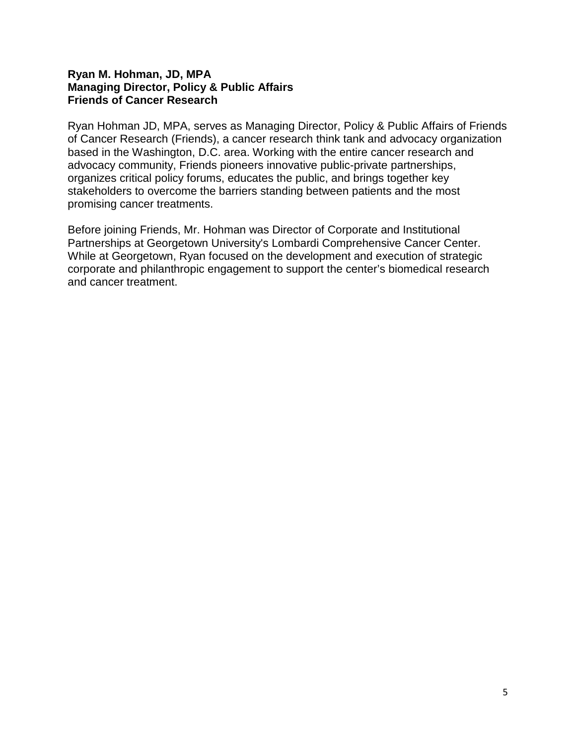**Ryan M. Hohman, JD, MPA**
**Managing Director, Policy & Public Affairs**
**Friends of Cancer Research**

Ryan Hohman JD, MPA, serves as Managing Director, Policy & Public Affairs of Friends of Cancer Research (Friends), a cancer research think tank and advocacy organization based in the Washington, D.C. area. Working with the entire cancer research and advocacy community, Friends pioneers innovative public-private partnerships, organizes critical policy forums, educates the public, and brings together key stakeholders to overcome the barriers standing between patients and the most promising cancer treatments.

Before joining Friends, Mr. Hohman was Director of Corporate and Institutional Partnerships at Georgetown University's Lombardi Comprehensive Cancer Center. While at Georgetown, Ryan focused on the development and execution of strategic corporate and philanthropic engagement to support the center's biomedical research and cancer treatment.